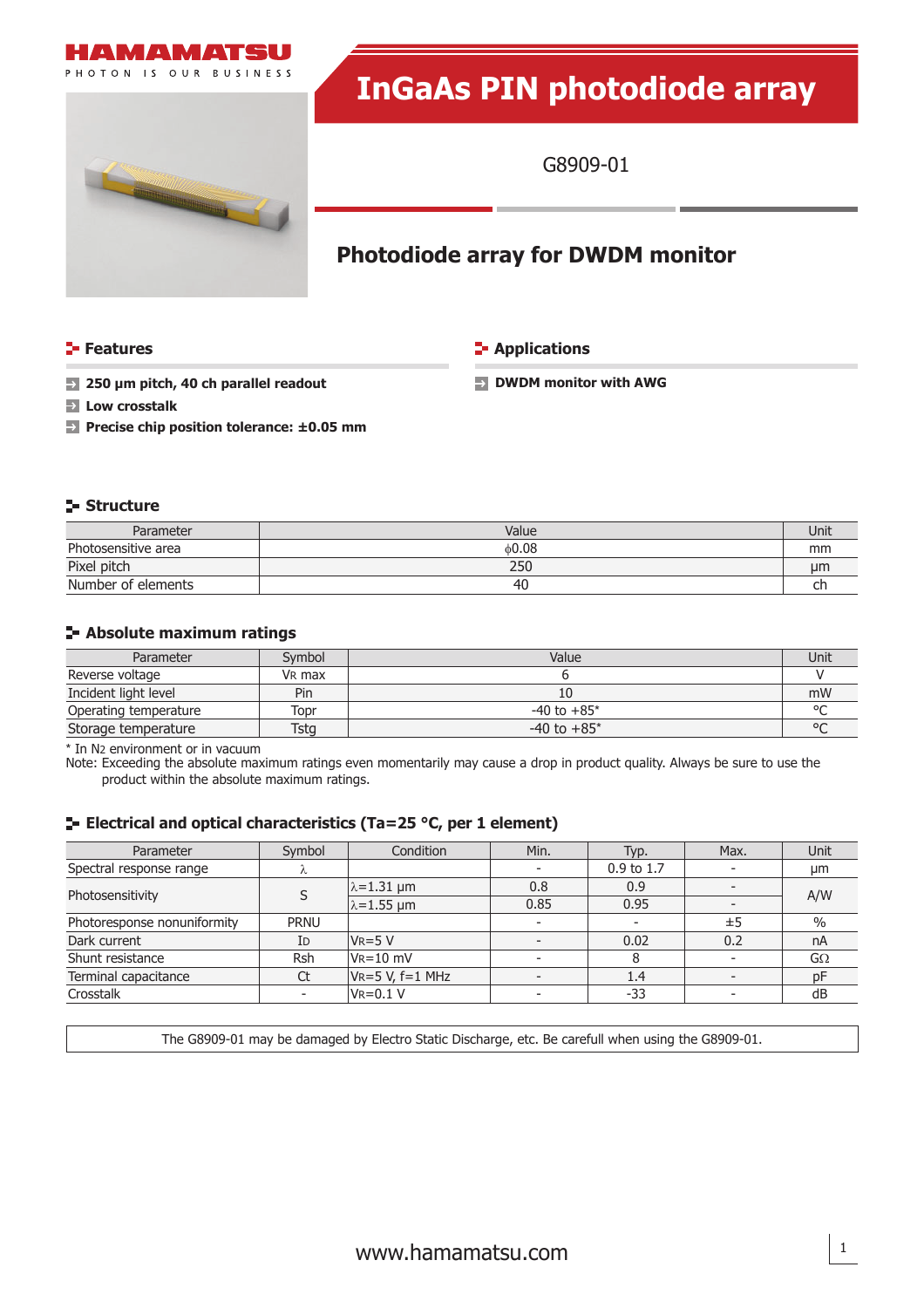HAMAMATSU

PHOTON IS OUR BUSINESS

# InGaAs PIN photodiode array

G8909-01

## Photodiode array for DWDM monitor

### Features

- 250 µm pitch, 40 ch parallel readout
- Low crosstalk
- Precise chip position tolerance: ±0.05 mm

### Applications

- DWDM monitor with AWG

### Structure

| Parameter | Value | Unit |
|---|---|---|
| Photosensitive area | ϕ0.08 | mm |
| Pixel pitch | 250 | µm |
| Number of elements | 40 | ch |

### Absolute maximum ratings

| Parameter | Symbol | Value | Unit |
|---|---|---|---|
| Reverse voltage | $V_R$ max | 6 | V |
| Incident light level | Pin | 10 | mW |
| Operating temperature | Topr | -40 to +85* | °C |
| Storage temperature | Tstg | -40 to +85* | °C |

\* In $N_2$ environment or in vacuum

Note: Exceeding the absolute maximum ratings even momentarily may cause a drop in product quality. Always be sure to use the product within the absolute maximum ratings.

### Electrical and optical characteristics (Ta=25 °C, per 1 element)

| Parameter | Symbol | Condition | Min. | Typ. | Max. | Unit |
|---|---|---|---|---|---|---|
| Spectral response range | λ | | - | 0.9 to 1.7 | - | µm |
| Photosensitivity | S | λ=1.31 µm | 0.8 | 0.9 | - | A/W |
| | | λ=1.55 µm | 0.85 | 0.95 | - | |
| Photoresponse nonuniformity | PRNU | | - | - | ±5 | % |
| Dark current | $I_D$ | $V_R$=5 V | - | 0.02 | 0.2 | nA |
| Shunt resistance | Rsh | $V_R$=10 mV | - | 8 | - | GΩ |
| Terminal capacitance | Ct | $V_R$=5 V, f=1 MHz | - | 1.4 | - | pF |
| Crosstalk | - | $V_R$=0.1 V | - | -33 | - | dB |

The G8909-01 may be damaged by Electro Static Discharge, etc. Be carefull when using the G8909-01.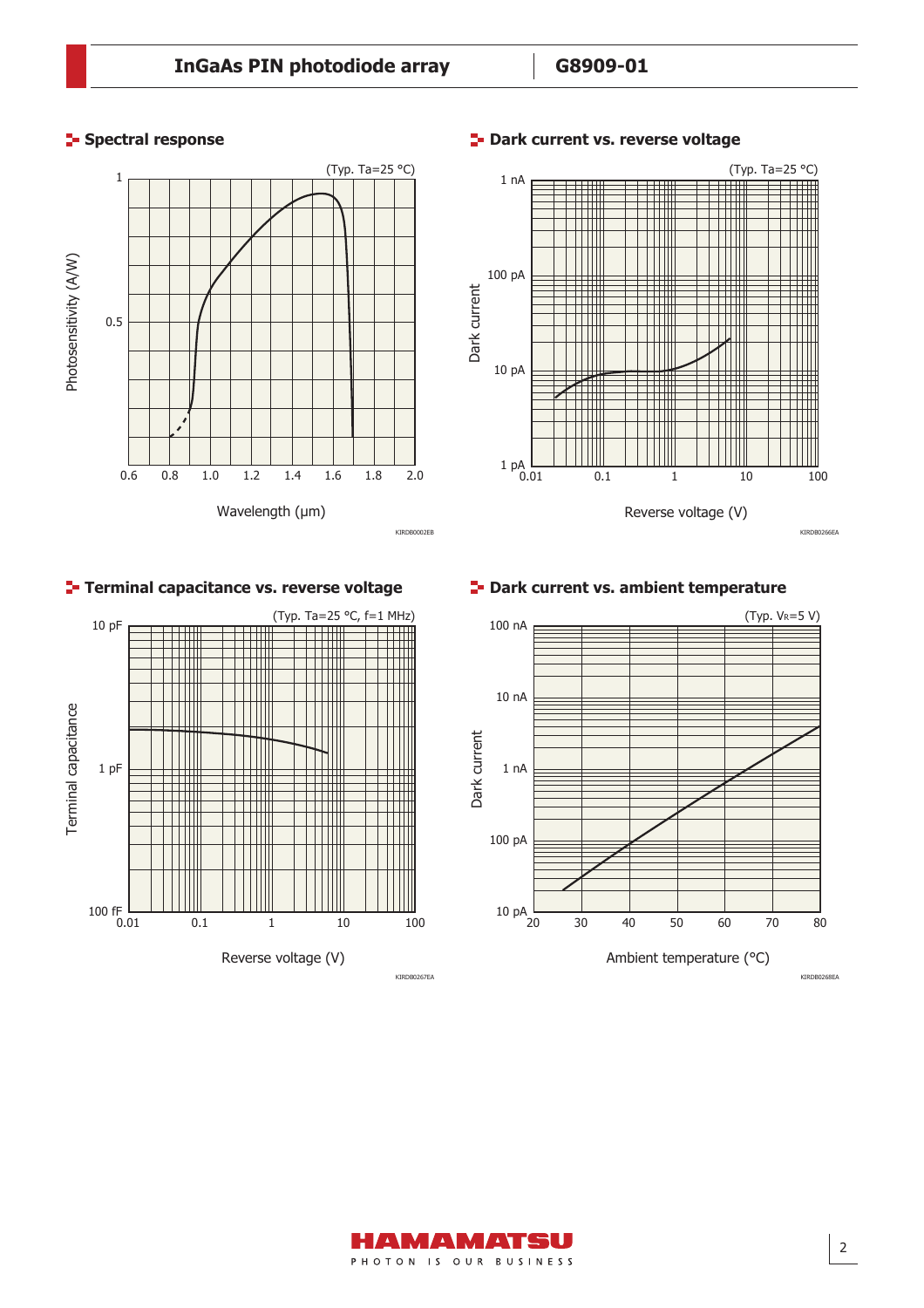## Spectral response

(Typ. Ta=25 °C)

Photosensitivity (A/W)

1

0.5

0.6 0.8 1.0 1.2 1.4 1.6 1.8 2.0

Wavelength (μm)

KIRDB0002EB

## Dark current vs. reverse voltage

(Typ. Ta=25 °C)

Dark current

1 nA

100 pA

10 pA

1 pA

0.01 0.1 1 10 100

Reverse voltage (V)

KIRDB0266EA

## Terminal capacitance vs. reverse voltage

(Typ. Ta=25 °C, f=1 MHz)

Terminal capacitance

10 pF

1 pF

100 fF

0.01 0.1 1 10 100

Reverse voltage (V)

KIRDB0267EA

## Dark current vs. ambient temperature

(Typ. $V_R$=5 V)

Dark current

100 nA

10 nA

1 nA

100 pA

10 pA

20 30 40 50 60 70 80

Ambient temperature (°C)

KIRDB0268EA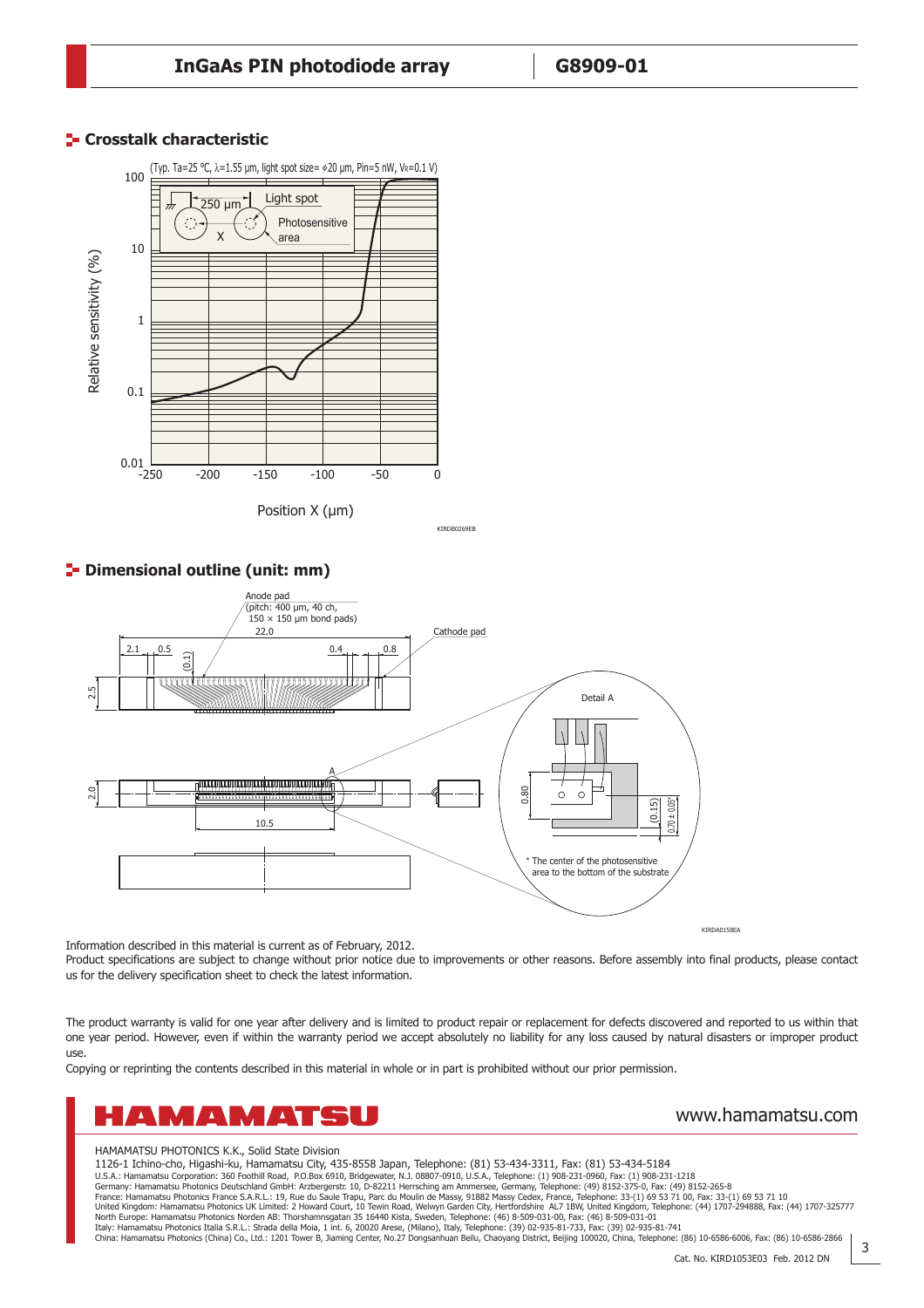## Crosstalk characteristic

(Typ. Ta=25 °C, λ=1.55 μm, light spot size= ϕ20 μm, Pin=5 nW, $V_R$=0.1 V)

250 μm

Light spot

Photosensitive area

X

Relative sensitivity (%)

100

10

1

0.1

0.01

-250 -200 -150 -100 -50 0

Position X (μm)

KIRDB0269EB

## Dimensional outline (unit: mm)

Anode pad (pitch: 400 μm, 40 ch, 150 × 150 μm bond pads)

22.0

Cathode pad

2.1 0.5 (0.1) 0.4 0.8

2.5

2.0

10.5

A

Detail A

0.80

(0.15)

0.70 ± 0.05*

* The center of the photosensitive area to the bottom of the substrate

KIRDA0158EA

Information described in this material is current as of February, 2012.

Product specifications are subject to change without prior notice due to improvements or other reasons. Before assembly into final products, please contact us for the delivery specification sheet to check the latest information.

The product warranty is valid for one year after delivery and is limited to product repair or replacement for defects discovered and reported to us within that one year period. However, even if within the warranty period we accept absolutely no liability for any loss caused by natural disasters or improper product use.

Copying or reprinting the contents described in this material in whole or in part is prohibited without our prior permission.

HAMAMATSU

www.hamamatsu.com

HAMAMATSU PHOTONICS K.K., Solid State Division

1126-1 Ichino-cho, Higashi-ku, Hamamatsu City, 435-8558 Japan, Telephone: (81) 53-434-3311, Fax: (81) 53-434-5184

U.S.A.: Hamamatsu Corporation: 360 Foothill Road, P.O.Box 6910, Bridgewater, N.J. 08807-0910, U.S.A., Telephone: (1) 908-231-0960, Fax: (1) 908-231-1218

Germany: Hamamatsu Photonics Deutschland GmbH: Arzbergerstr. 10, D-82211 Herrsching am Ammersee, Germany, Telephone: (49) 8152-375-0, Fax: (49) 8152-265-8

France: Hamamatsu Photonics France S.A.R.L.: 19, Rue du Saule Trapu, Parc du Moulin de Massy, 91882 Massy Cedex, France, Telephone: 33-(1) 69 53 71 00, Fax: 33-(1) 69 53 71 10

United Kingdom: Hamamatsu Photonics UK Limited: 2 Howard Court, 10 Tewin Road, Welwyn Garden City, Hertfordshire AL7 1BW, United Kingdom, Telephone: (44) 1707-294888, Fax: (44) 1707-325777

North Europe: Hamamatsu Photonics Norden AB: Thorshamnsgatan 35 16440 Kista, Sweden, Telephone: (46) 8-509-031-00, Fax: (46) 8-509-031-01

Italy: Hamamatsu Photonics Italia S.R.L.: Strada della Moia, 1 int. 6, 20020 Arese, (Milano), Italy, Telephone: (39) 02-935-81-733, Fax: (39) 02-935-81-741

China: Hamamatsu Photonics (China) Co., Ltd.: 1201 Tower B, Jiaming Center, No.27 Dongsanhuan Beilu, Chaoyang District, Beijing 100020, China, Telephone: (86) 10-6586-6006, Fax: (86) 10-6586-2866

Cat. No. KIRD1053E03 Feb. 2012 DN